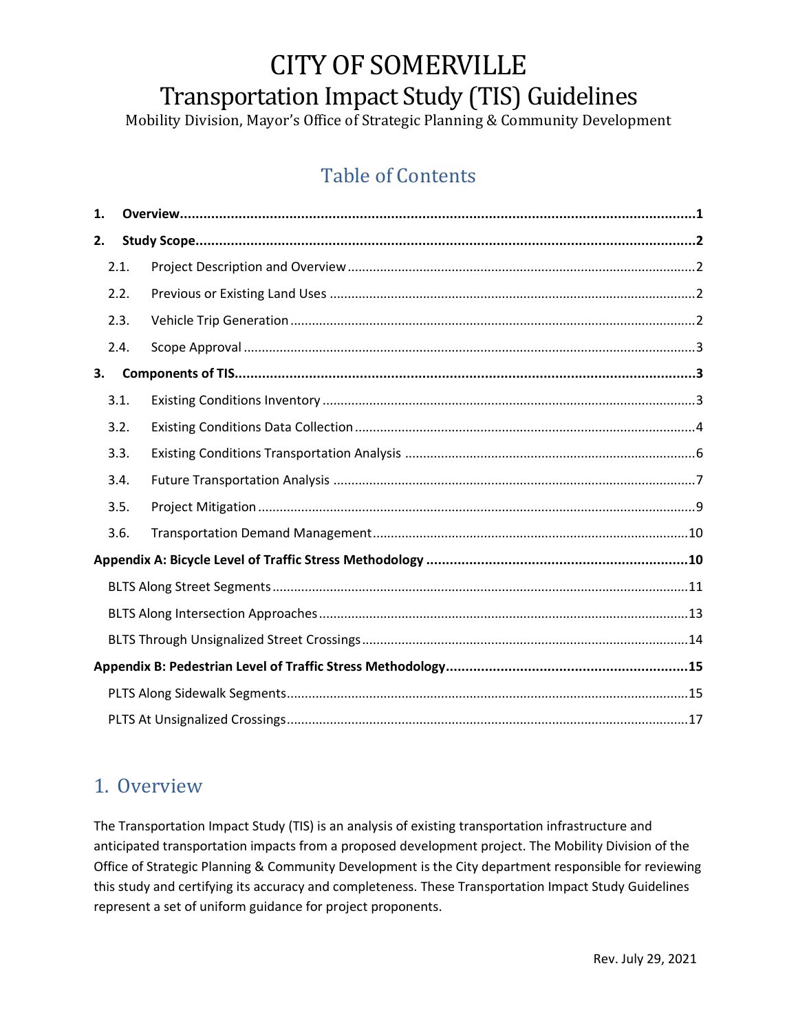# CITY OF SOMERVILLE
# Transportation Impact Study (TIS) Guidelines

Mobility Division, Mayor's Office of Strategic Planning & Community Development

## Table of Contents

**1. Overview** .......... 1

**2. Study Scope** .......... 2

- 2.1. Project Description and Overview .......... 2
- 2.2. Previous or Existing Land Uses .......... 2
- 2.3. Vehicle Trip Generation .......... 2
- 2.4. Scope Approval .......... 3

**3. Components of TIS** .......... 3

- 3.1. Existing Conditions Inventory .......... 3
- 3.2. Existing Conditions Data Collection .......... 4
- 3.3. Existing Conditions Transportation Analysis .......... 6
- 3.4. Future Transportation Analysis .......... 7
- 3.5. Project Mitigation .......... 9
- 3.6. Transportation Demand Management .......... 10

**Appendix A: Bicycle Level of Traffic Stress Methodology** .......... 10

- BLTS Along Street Segments .......... 11
- BLTS Along Intersection Approaches .......... 13
- BLTS Through Unsignalized Street Crossings .......... 14

**Appendix B: Pedestrian Level of Traffic Stress Methodology** .......... 15

- PLTS Along Sidewalk Segments .......... 15
- PLTS At Unsignalized Crossings .......... 17

## 1. Overview

The Transportation Impact Study (TIS) is an analysis of existing transportation infrastructure and anticipated transportation impacts from a proposed development project. The Mobility Division of the Office of Strategic Planning & Community Development is the City department responsible for reviewing this study and certifying its accuracy and completeness. These Transportation Impact Study Guidelines represent a set of uniform guidance for project proponents.

Rev. July 29, 2021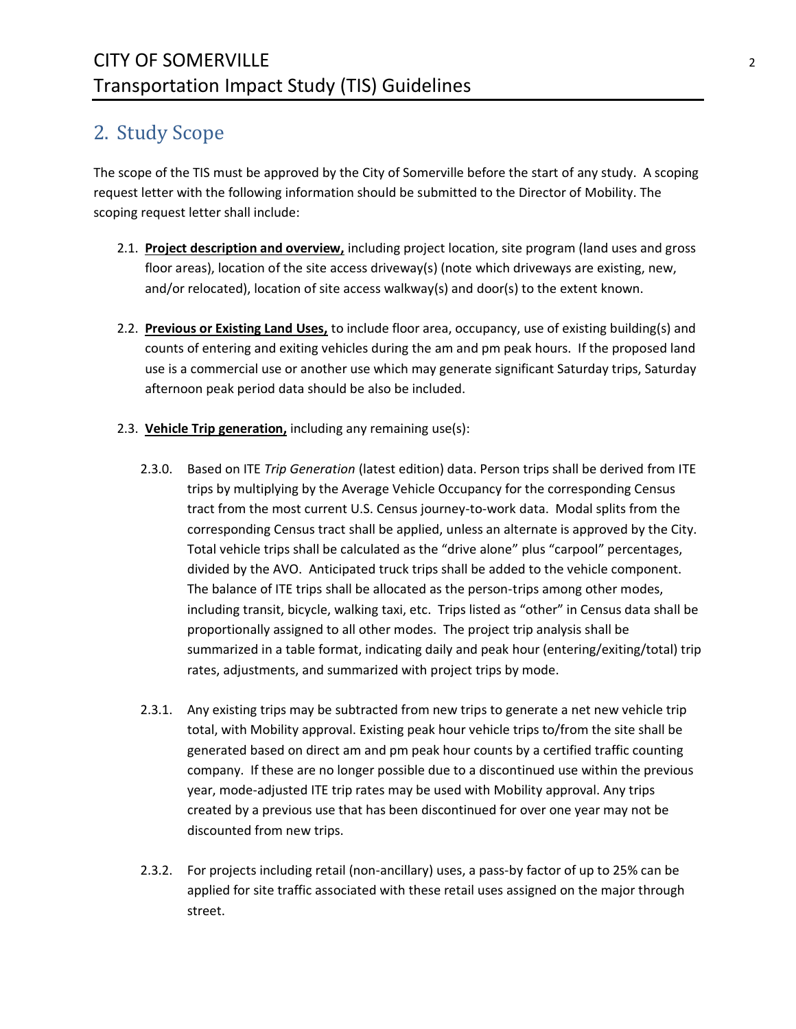## 2. Study Scope

The scope of the TIS must be approved by the City of Somerville before the start of any study. A scoping request letter with the following information should be submitted to the Director of Mobility. The scoping request letter shall include:

2.1. **Project description and overview,** including project location, site program (land uses and gross floor areas), location of the site access driveway(s) (note which driveways are existing, new, and/or relocated), location of site access walkway(s) and door(s) to the extent known.

2.2. **Previous or Existing Land Uses,** to include floor area, occupancy, use of existing building(s) and counts of entering and exiting vehicles during the am and pm peak hours. If the proposed land use is a commercial use or another use which may generate significant Saturday trips, Saturday afternoon peak period data should be also be included.

2.3. **Vehicle Trip generation,** including any remaining use(s):

2.3.0. Based on ITE *Trip Generation* (latest edition) data. Person trips shall be derived from ITE trips by multiplying by the Average Vehicle Occupancy for the corresponding Census tract from the most current U.S. Census journey-to-work data. Modal splits from the corresponding Census tract shall be applied, unless an alternate is approved by the City. Total vehicle trips shall be calculated as the "drive alone" plus "carpool" percentages, divided by the AVO. Anticipated truck trips shall be added to the vehicle component. The balance of ITE trips shall be allocated as the person-trips among other modes, including transit, bicycle, walking taxi, etc. Trips listed as "other" in Census data shall be proportionally assigned to all other modes. The project trip analysis shall be summarized in a table format, indicating daily and peak hour (entering/exiting/total) trip rates, adjustments, and summarized with project trips by mode.

2.3.1. Any existing trips may be subtracted from new trips to generate a net new vehicle trip total, with Mobility approval. Existing peak hour vehicle trips to/from the site shall be generated based on direct am and pm peak hour counts by a certified traffic counting company. If these are no longer possible due to a discontinued use within the previous year, mode-adjusted ITE trip rates may be used with Mobility approval. Any trips created by a previous use that has been discontinued for over one year may not be discounted from new trips.

2.3.2. For projects including retail (non-ancillary) uses, a pass-by factor of up to 25% can be applied for site traffic associated with these retail uses assigned on the major through street.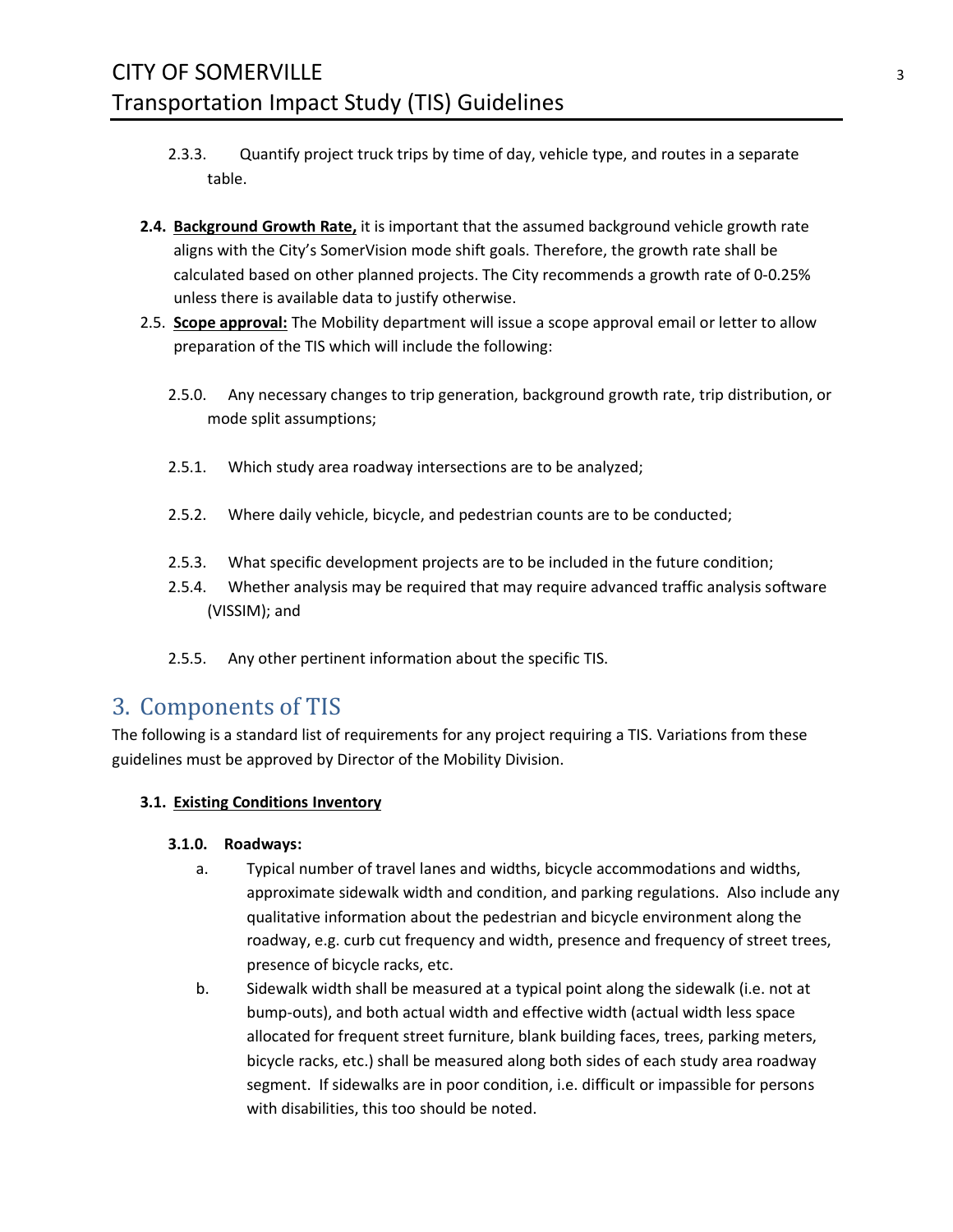2.3.3. Quantify project truck trips by time of day, vehicle type, and routes in a separate table.

**2.4. Background Growth Rate,** it is important that the assumed background vehicle growth rate aligns with the City's SomerVision mode shift goals. Therefore, the growth rate shall be calculated based on other planned projects. The City recommends a growth rate of 0-0.25% unless there is available data to justify otherwise.

2.5. **Scope approval:** The Mobility department will issue a scope approval email or letter to allow preparation of the TIS which will include the following:

2.5.0. Any necessary changes to trip generation, background growth rate, trip distribution, or mode split assumptions;

2.5.1. Which study area roadway intersections are to be analyzed;

2.5.2. Where daily vehicle, bicycle, and pedestrian counts are to be conducted;

2.5.3. What specific development projects are to be included in the future condition;

2.5.4. Whether analysis may be required that may require advanced traffic analysis software (VISSIM); and

2.5.5. Any other pertinent information about the specific TIS.

# 3. Components of TIS

The following is a standard list of requirements for any project requiring a TIS. Variations from these guidelines must be approved by Director of the Mobility Division.

## 3.1. Existing Conditions Inventory

### 3.1.0. Roadways:

a. Typical number of travel lanes and widths, bicycle accommodations and widths, approximate sidewalk width and condition, and parking regulations. Also include any qualitative information about the pedestrian and bicycle environment along the roadway, e.g. curb cut frequency and width, presence and frequency of street trees, presence of bicycle racks, etc.

b. Sidewalk width shall be measured at a typical point along the sidewalk (i.e. not at bump-outs), and both actual width and effective width (actual width less space allocated for frequent street furniture, blank building faces, trees, parking meters, bicycle racks, etc.) shall be measured along both sides of each study area roadway segment. If sidewalks are in poor condition, i.e. difficult or impassible for persons with disabilities, this too should be noted.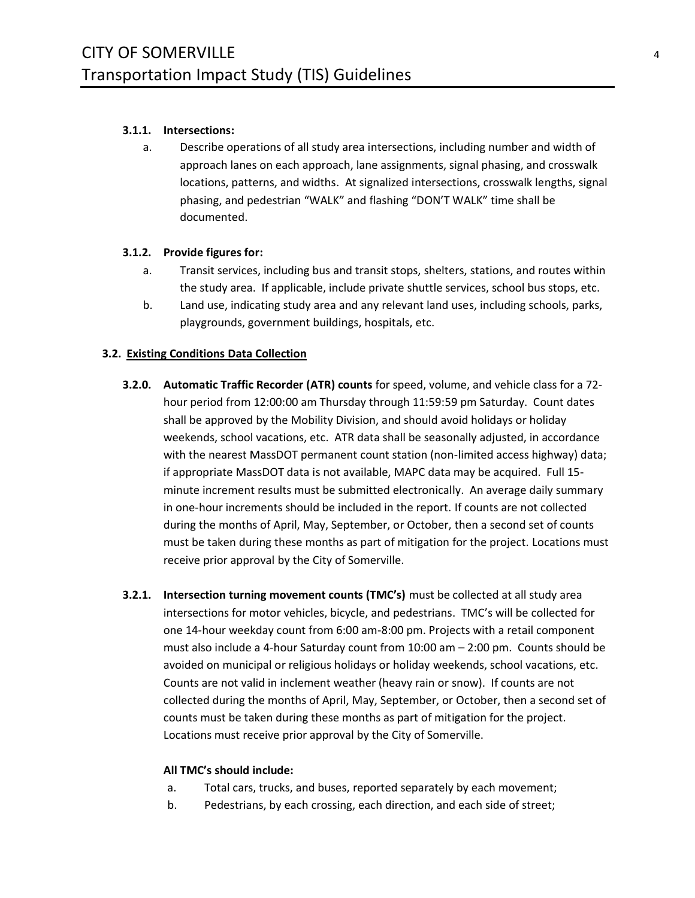#### 3.1.1. Intersections:

a. Describe operations of all study area intersections, including number and width of approach lanes on each approach, lane assignments, signal phasing, and crosswalk locations, patterns, and widths. At signalized intersections, crosswalk lengths, signal phasing, and pedestrian "WALK" and flashing "DON'T WALK" time shall be documented.

#### 3.1.2. Provide figures for:

a. Transit services, including bus and transit stops, shelters, stations, and routes within the study area. If applicable, include private shuttle services, school bus stops, etc.

b. Land use, indicating study area and any relevant land uses, including schools, parks, playgrounds, government buildings, hospitals, etc.

### 3.2. <u>Existing Conditions Data Collection</u>

**3.2.0. Automatic Traffic Recorder (ATR) counts** for speed, volume, and vehicle class for a 72-hour period from 12:00:00 am Thursday through 11:59:59 pm Saturday. Count dates shall be approved by the Mobility Division, and should avoid holidays or holiday weekends, school vacations, etc. ATR data shall be seasonally adjusted, in accordance with the nearest MassDOT permanent count station (non-limited access highway) data; if appropriate MassDOT data is not available, MAPC data may be acquired. Full 15-minute increment results must be submitted electronically. An average daily summary in one-hour increments should be included in the report. If counts are not collected during the months of April, May, September, or October, then a second set of counts must be taken during these months as part of mitigation for the project. Locations must receive prior approval by the City of Somerville.

**3.2.1. Intersection turning movement counts (TMC's)** must be collected at all study area intersections for motor vehicles, bicycle, and pedestrians. TMC's will be collected for one 14-hour weekday count from 6:00 am-8:00 pm. Projects with a retail component must also include a 4-hour Saturday count from 10:00 am – 2:00 pm. Counts should be avoided on municipal or religious holidays or holiday weekends, school vacations, etc. Counts are not valid in inclement weather (heavy rain or snow). If counts are not collected during the months of April, May, September, or October, then a second set of counts must be taken during these months as part of mitigation for the project. Locations must receive prior approval by the City of Somerville.

**All TMC's should include:**

a. Total cars, trucks, and buses, reported separately by each movement;

b. Pedestrians, by each crossing, each direction, and each side of street;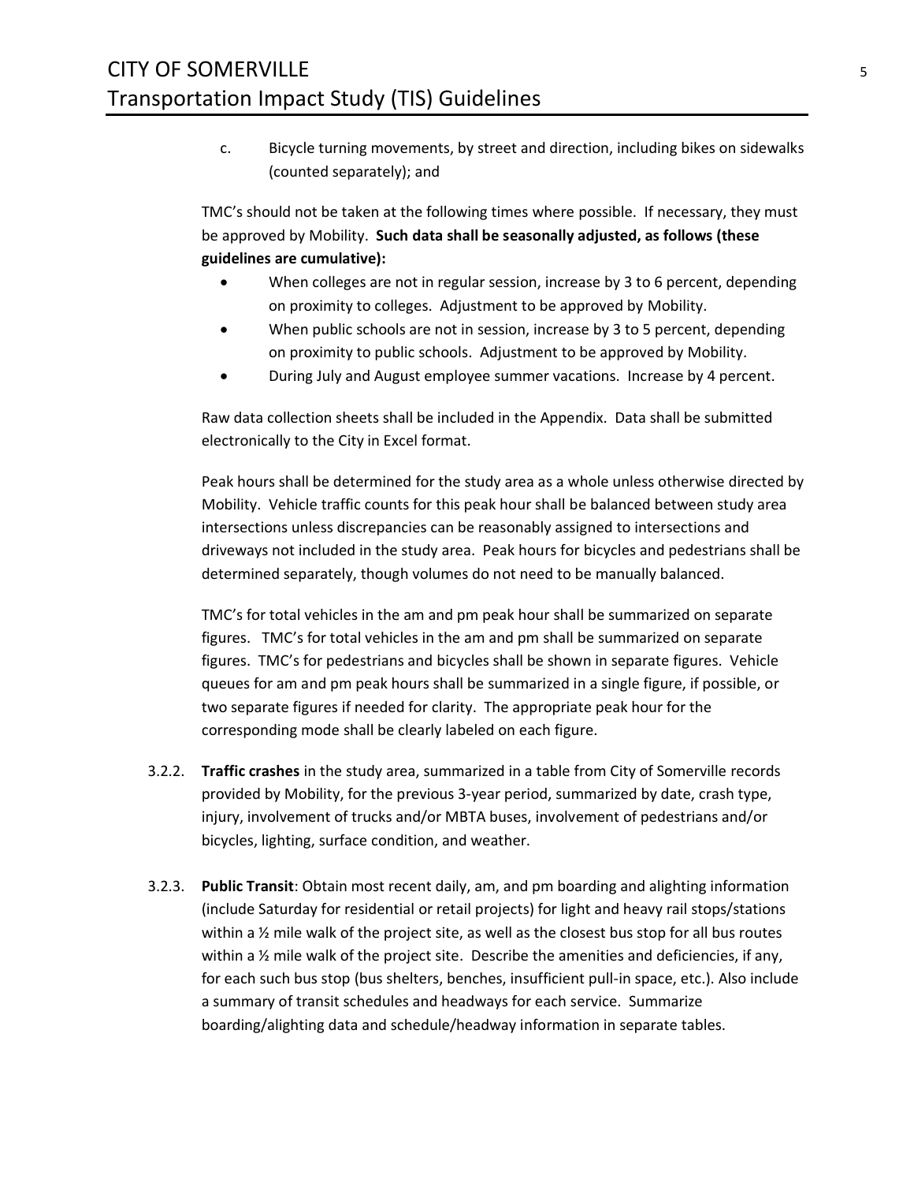c. Bicycle turning movements, by street and direction, including bikes on sidewalks (counted separately); and

TMC's should not be taken at the following times where possible. If necessary, they must be approved by Mobility. **Such data shall be seasonally adjusted, as follows (these guidelines are cumulative):**

- When colleges are not in regular session, increase by 3 to 6 percent, depending on proximity to colleges. Adjustment to be approved by Mobility.
- When public schools are not in session, increase by 3 to 5 percent, depending on proximity to public schools. Adjustment to be approved by Mobility.
- During July and August employee summer vacations. Increase by 4 percent.

Raw data collection sheets shall be included in the Appendix. Data shall be submitted electronically to the City in Excel format.

Peak hours shall be determined for the study area as a whole unless otherwise directed by Mobility. Vehicle traffic counts for this peak hour shall be balanced between study area intersections unless discrepancies can be reasonably assigned to intersections and driveways not included in the study area. Peak hours for bicycles and pedestrians shall be determined separately, though volumes do not need to be manually balanced.

TMC's for total vehicles in the am and pm peak hour shall be summarized on separate figures. TMC's for total vehicles in the am and pm shall be summarized on separate figures. TMC's for pedestrians and bicycles shall be shown in separate figures. Vehicle queues for am and pm peak hours shall be summarized in a single figure, if possible, or two separate figures if needed for clarity. The appropriate peak hour for the corresponding mode shall be clearly labeled on each figure.

3.2.2. **Traffic crashes** in the study area, summarized in a table from City of Somerville records provided by Mobility, for the previous 3-year period, summarized by date, crash type, injury, involvement of trucks and/or MBTA buses, involvement of pedestrians and/or bicycles, lighting, surface condition, and weather.

3.2.3. **Public Transit**: Obtain most recent daily, am, and pm boarding and alighting information (include Saturday for residential or retail projects) for light and heavy rail stops/stations within a ½ mile walk of the project site, as well as the closest bus stop for all bus routes within a ½ mile walk of the project site. Describe the amenities and deficiencies, if any, for each such bus stop (bus shelters, benches, insufficient pull-in space, etc.). Also include a summary of transit schedules and headways for each service. Summarize boarding/alighting data and schedule/headway information in separate tables.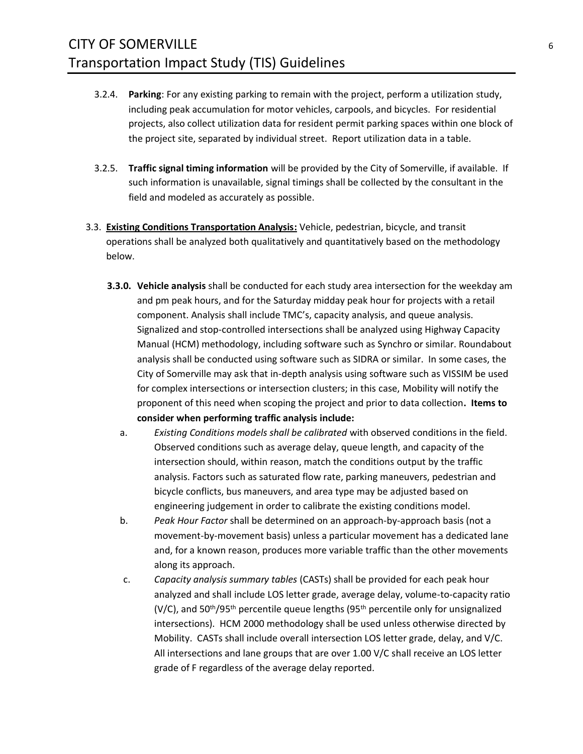3.2.4. **Parking**: For any existing parking to remain with the project, perform a utilization study, including peak accumulation for motor vehicles, carpools, and bicycles. For residential projects, also collect utilization data for resident permit parking spaces within one block of the project site, separated by individual street. Report utilization data in a table.

3.2.5. **Traffic signal timing information** will be provided by the City of Somerville, if available. If such information is unavailable, signal timings shall be collected by the consultant in the field and modeled as accurately as possible.

3.3. **Existing Conditions Transportation Analysis:** Vehicle, pedestrian, bicycle, and transit operations shall be analyzed both qualitatively and quantitatively based on the methodology below.

**3.3.0. Vehicle analysis** shall be conducted for each study area intersection for the weekday am and pm peak hours, and for the Saturday midday peak hour for projects with a retail component. Analysis shall include TMC's, capacity analysis, and queue analysis. Signalized and stop-controlled intersections shall be analyzed using Highway Capacity Manual (HCM) methodology, including software such as Synchro or similar. Roundabout analysis shall be conducted using software such as SIDRA or similar. In some cases, the City of Somerville may ask that in-depth analysis using software such as VISSIM be used for complex intersections or intersection clusters; in this case, Mobility will notify the proponent of this need when scoping the project and prior to data collection**. Items to consider when performing traffic analysis include:**

a. *Existing Conditions models shall be calibrated* with observed conditions in the field. Observed conditions such as average delay, queue length, and capacity of the intersection should, within reason, match the conditions output by the traffic analysis. Factors such as saturated flow rate, parking maneuvers, pedestrian and bicycle conflicts, bus maneuvers, and area type may be adjusted based on engineering judgement in order to calibrate the existing conditions model.

b. *Peak Hour Factor* shall be determined on an approach-by-approach basis (not a movement-by-movement basis) unless a particular movement has a dedicated lane and, for a known reason, produces more variable traffic than the other movements along its approach.

c. *Capacity analysis summary tables* (CASTs) shall be provided for each peak hour analyzed and shall include LOS letter grade, average delay, volume-to-capacity ratio (V/C), and 50th/95th percentile queue lengths (95th percentile only for unsignalized intersections). HCM 2000 methodology shall be used unless otherwise directed by Mobility. CASTs shall include overall intersection LOS letter grade, delay, and V/C. All intersections and lane groups that are over 1.00 V/C shall receive an LOS letter grade of F regardless of the average delay reported.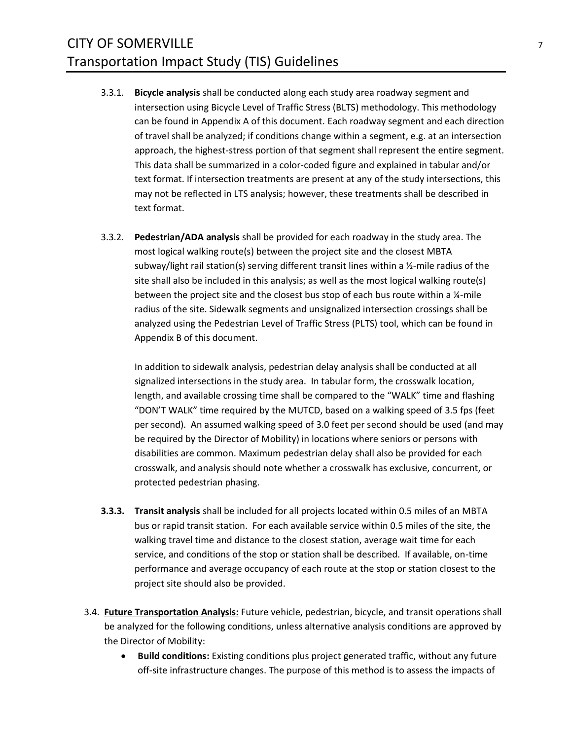3.3.1. **Bicycle analysis** shall be conducted along each study area roadway segment and intersection using Bicycle Level of Traffic Stress (BLTS) methodology. This methodology can be found in Appendix A of this document. Each roadway segment and each direction of travel shall be analyzed; if conditions change within a segment, e.g. at an intersection approach, the highest-stress portion of that segment shall represent the entire segment. This data shall be summarized in a color-coded figure and explained in tabular and/or text format. If intersection treatments are present at any of the study intersections, this may not be reflected in LTS analysis; however, these treatments shall be described in text format.

3.3.2. **Pedestrian/ADA analysis** shall be provided for each roadway in the study area. The most logical walking route(s) between the project site and the closest MBTA subway/light rail station(s) serving different transit lines within a ½-mile radius of the site shall also be included in this analysis; as well as the most logical walking route(s) between the project site and the closest bus stop of each bus route within a ¼-mile radius of the site. Sidewalk segments and unsignalized intersection crossings shall be analyzed using the Pedestrian Level of Traffic Stress (PLTS) tool, which can be found in Appendix B of this document.

In addition to sidewalk analysis, pedestrian delay analysis shall be conducted at all signalized intersections in the study area. In tabular form, the crosswalk location, length, and available crossing time shall be compared to the "WALK" time and flashing "DON'T WALK" time required by the MUTCD, based on a walking speed of 3.5 fps (feet per second). An assumed walking speed of 3.0 feet per second should be used (and may be required by the Director of Mobility) in locations where seniors or persons with disabilities are common. Maximum pedestrian delay shall also be provided for each crosswalk, and analysis should note whether a crosswalk has exclusive, concurrent, or protected pedestrian phasing.

**3.3.3. Transit analysis** shall be included for all projects located within 0.5 miles of an MBTA bus or rapid transit station. For each available service within 0.5 miles of the site, the walking travel time and distance to the closest station, average wait time for each service, and conditions of the stop or station shall be described. If available, on-time performance and average occupancy of each route at the stop or station closest to the project site should also be provided.

3.4. **<u>Future Transportation Analysis:</u>** Future vehicle, pedestrian, bicycle, and transit operations shall be analyzed for the following conditions, unless alternative analysis conditions are approved by the Director of Mobility:

- **Build conditions:** Existing conditions plus project generated traffic, without any future off-site infrastructure changes. The purpose of this method is to assess the impacts of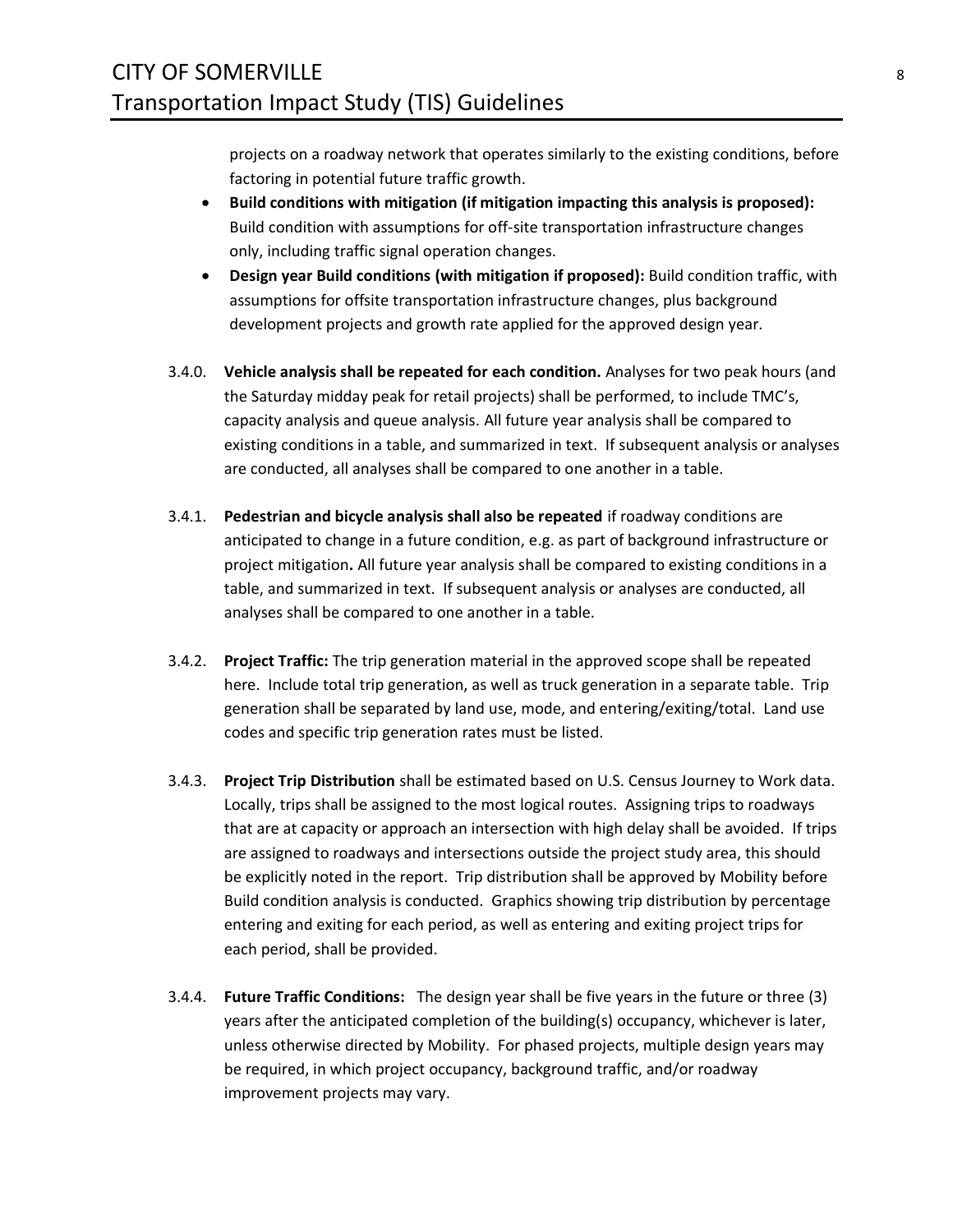projects on a roadway network that operates similarly to the existing conditions, before factoring in potential future traffic growth.

- **Build conditions with mitigation (if mitigation impacting this analysis is proposed):** Build condition with assumptions for off-site transportation infrastructure changes only, including traffic signal operation changes.
- **Design year Build conditions (with mitigation if proposed):** Build condition traffic, with assumptions for offsite transportation infrastructure changes, plus background development projects and growth rate applied for the approved design year.

3.4.0. **Vehicle analysis shall be repeated for each condition.** Analyses for two peak hours (and the Saturday midday peak for retail projects) shall be performed, to include TMC's, capacity analysis and queue analysis. All future year analysis shall be compared to existing conditions in a table, and summarized in text. If subsequent analysis or analyses are conducted, all analyses shall be compared to one another in a table.

3.4.1. **Pedestrian and bicycle analysis shall also be repeated** if roadway conditions are anticipated to change in a future condition, e.g. as part of background infrastructure or project mitigation**.** All future year analysis shall be compared to existing conditions in a table, and summarized in text. If subsequent analysis or analyses are conducted, all analyses shall be compared to one another in a table.

3.4.2. **Project Traffic:** The trip generation material in the approved scope shall be repeated here. Include total trip generation, as well as truck generation in a separate table. Trip generation shall be separated by land use, mode, and entering/exiting/total. Land use codes and specific trip generation rates must be listed.

3.4.3. **Project Trip Distribution** shall be estimated based on U.S. Census Journey to Work data. Locally, trips shall be assigned to the most logical routes. Assigning trips to roadways that are at capacity or approach an intersection with high delay shall be avoided. If trips are assigned to roadways and intersections outside the project study area, this should be explicitly noted in the report. Trip distribution shall be approved by Mobility before Build condition analysis is conducted. Graphics showing trip distribution by percentage entering and exiting for each period, as well as entering and exiting project trips for each period, shall be provided.

3.4.4. **Future Traffic Conditions:** The design year shall be five years in the future or three (3) years after the anticipated completion of the building(s) occupancy, whichever is later, unless otherwise directed by Mobility. For phased projects, multiple design years may be required, in which project occupancy, background traffic, and/or roadway improvement projects may vary.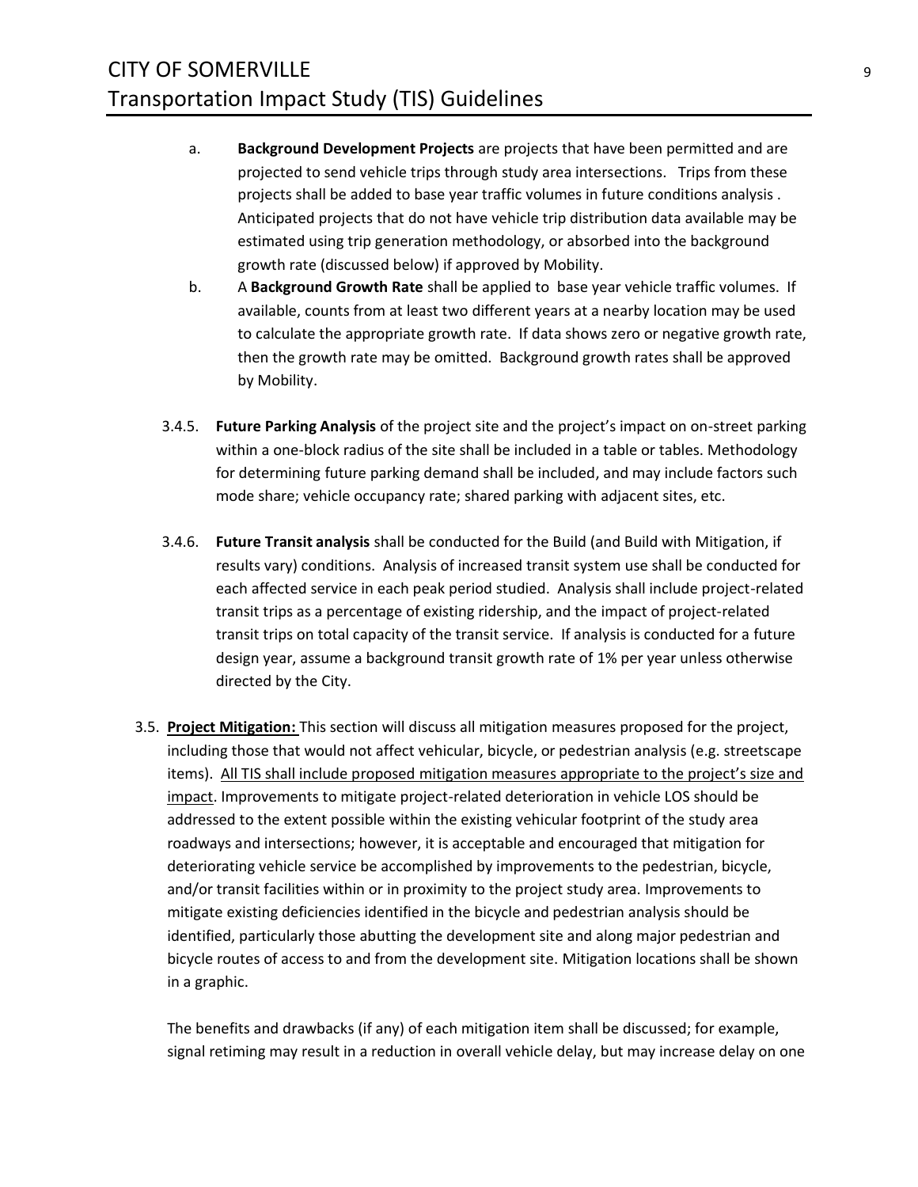a. **Background Development Projects** are projects that have been permitted and are projected to send vehicle trips through study area intersections. Trips from these projects shall be added to base year traffic volumes in future conditions analysis . Anticipated projects that do not have vehicle trip distribution data available may be estimated using trip generation methodology, or absorbed into the background growth rate (discussed below) if approved by Mobility.

b. A **Background Growth Rate** shall be applied to base year vehicle traffic volumes. If available, counts from at least two different years at a nearby location may be used to calculate the appropriate growth rate. If data shows zero or negative growth rate, then the growth rate may be omitted. Background growth rates shall be approved by Mobility.

3.4.5. **Future Parking Analysis** of the project site and the project's impact on on-street parking within a one-block radius of the site shall be included in a table or tables. Methodology for determining future parking demand shall be included, and may include factors such mode share; vehicle occupancy rate; shared parking with adjacent sites, etc.

3.4.6. **Future Transit analysis** shall be conducted for the Build (and Build with Mitigation, if results vary) conditions. Analysis of increased transit system use shall be conducted for each affected service in each peak period studied. Analysis shall include project-related transit trips as a percentage of existing ridership, and the impact of project-related transit trips on total capacity of the transit service. If analysis is conducted for a future design year, assume a background transit growth rate of 1% per year unless otherwise directed by the City.

3.5. **Project Mitigation:** This section will discuss all mitigation measures proposed for the project, including those that would not affect vehicular, bicycle, or pedestrian analysis (e.g. streetscape items). All TIS shall include proposed mitigation measures appropriate to the project's size and impact. Improvements to mitigate project-related deterioration in vehicle LOS should be addressed to the extent possible within the existing vehicular footprint of the study area roadways and intersections; however, it is acceptable and encouraged that mitigation for deteriorating vehicle service be accomplished by improvements to the pedestrian, bicycle, and/or transit facilities within or in proximity to the project study area. Improvements to mitigate existing deficiencies identified in the bicycle and pedestrian analysis should be identified, particularly those abutting the development site and along major pedestrian and bicycle routes of access to and from the development site. Mitigation locations shall be shown in a graphic.

The benefits and drawbacks (if any) of each mitigation item shall be discussed; for example, signal retiming may result in a reduction in overall vehicle delay, but may increase delay on one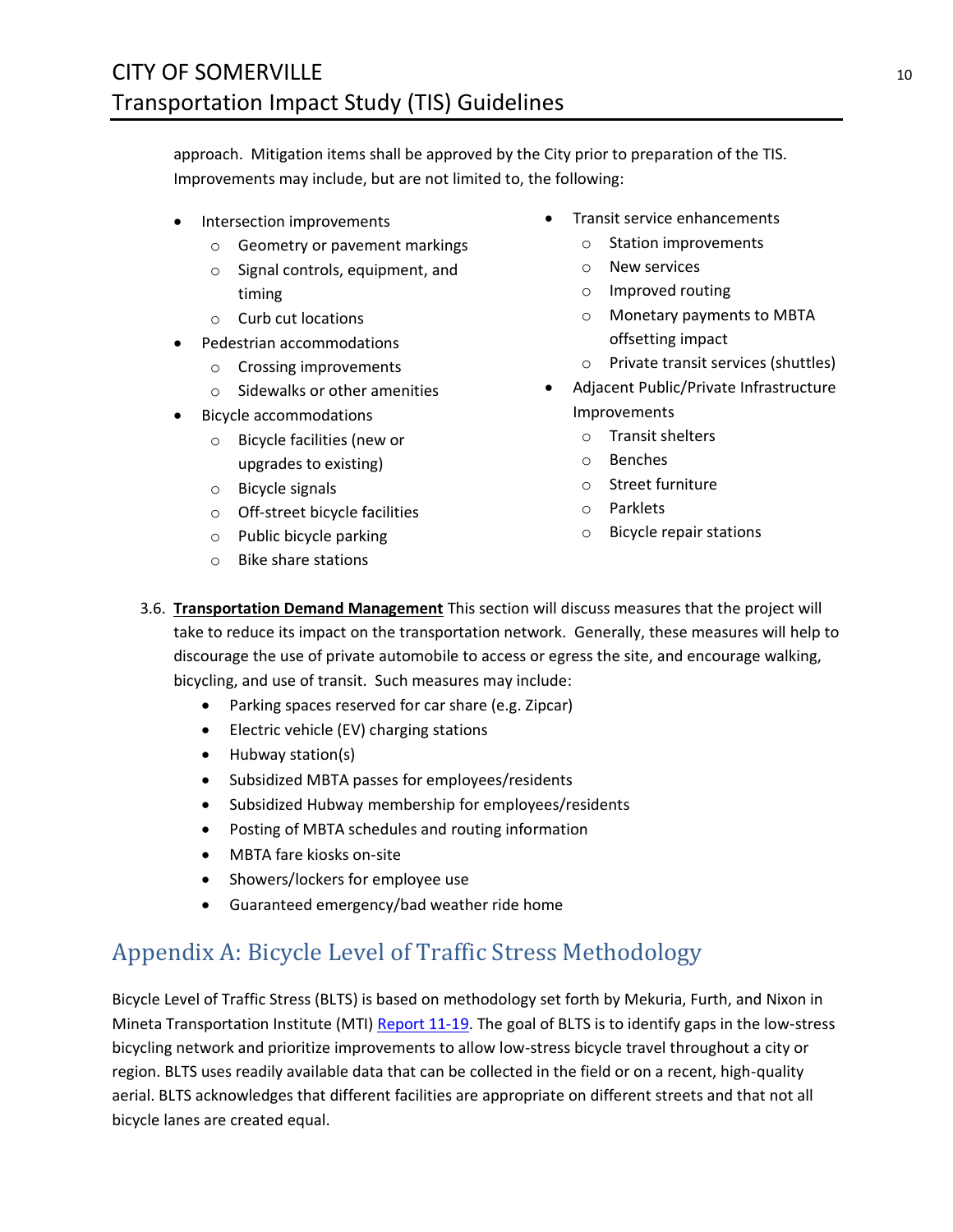approach. Mitigation items shall be approved by the City prior to preparation of the TIS. Improvements may include, but are not limited to, the following:

- Intersection improvements
  - Geometry or pavement markings
  - Signal controls, equipment, and timing
  - Curb cut locations
- Pedestrian accommodations
  - Crossing improvements
  - Sidewalks or other amenities
- Bicycle accommodations
  - Bicycle facilities (new or upgrades to existing)
  - Bicycle signals
  - Off-street bicycle facilities
  - Public bicycle parking
  - Bike share stations
- Transit service enhancements
  - Station improvements
  - New services
  - Improved routing
  - Monetary payments to MBTA offsetting impact
  - Private transit services (shuttles)
- Adjacent Public/Private Infrastructure Improvements
  - Transit shelters
  - Benches
  - Street furniture
  - Parklets
  - Bicycle repair stations

3.6. **Transportation Demand Management** This section will discuss measures that the project will take to reduce its impact on the transportation network. Generally, these measures will help to discourage the use of private automobile to access or egress the site, and encourage walking, bicycling, and use of transit. Such measures may include:

- Parking spaces reserved for car share (e.g. Zipcar)
- Electric vehicle (EV) charging stations
- Hubway station(s)
- Subsidized MBTA passes for employees/residents
- Subsidized Hubway membership for employees/residents
- Posting of MBTA schedules and routing information
- MBTA fare kiosks on-site
- Showers/lockers for employee use
- Guaranteed emergency/bad weather ride home

# Appendix A: Bicycle Level of Traffic Stress Methodology

Bicycle Level of Traffic Stress (BLTS) is based on methodology set forth by Mekuria, Furth, and Nixon in Mineta Transportation Institute (MTI) Report 11-19. The goal of BLTS is to identify gaps in the low-stress bicycling network and prioritize improvements to allow low-stress bicycle travel throughout a city or region. BLTS uses readily available data that can be collected in the field or on a recent, high-quality aerial. BLTS acknowledges that different facilities are appropriate on different streets and that not all bicycle lanes are created equal.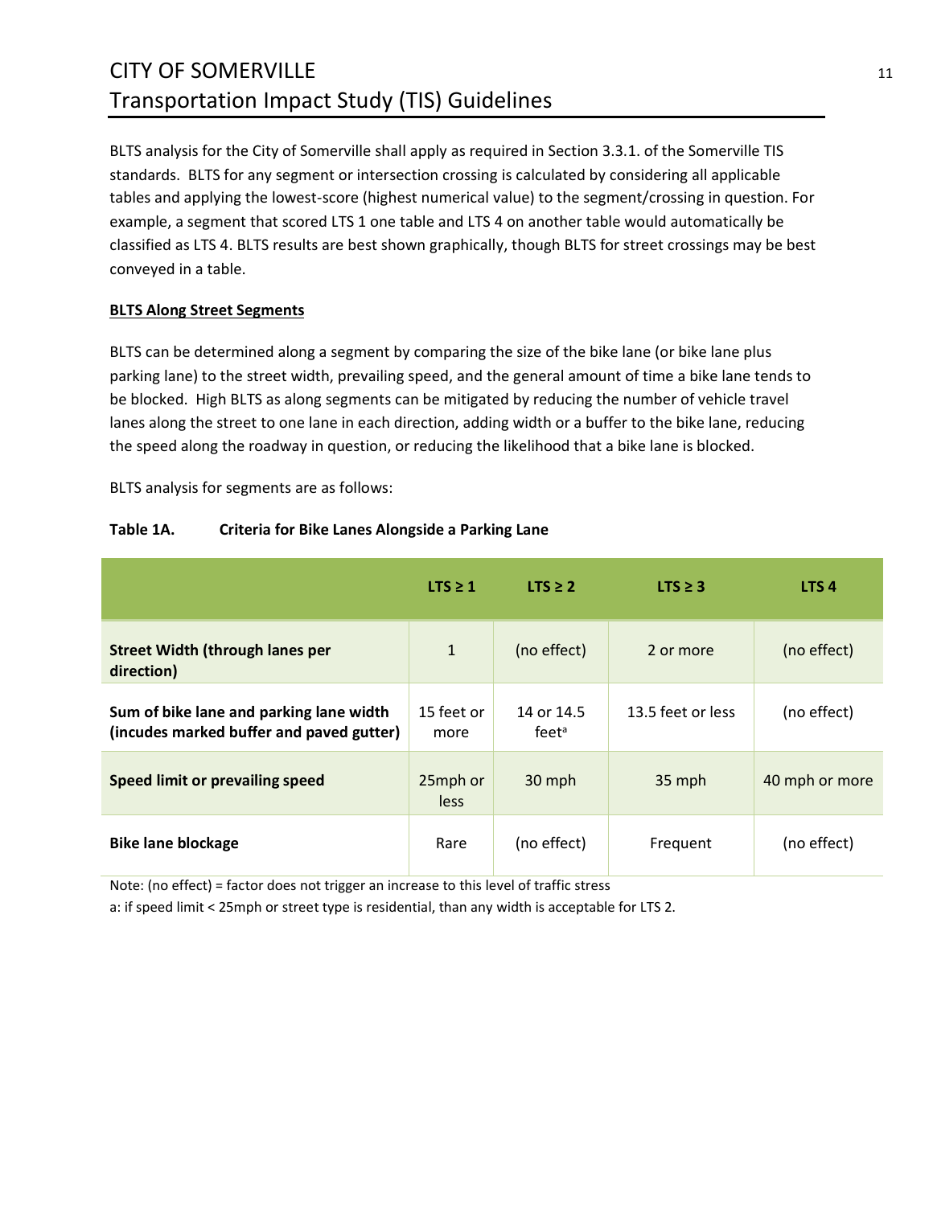BLTS analysis for the City of Somerville shall apply as required in Section 3.3.1. of the Somerville TIS standards. BLTS for any segment or intersection crossing is calculated by considering all applicable tables and applying the lowest-score (highest numerical value) to the segment/crossing in question. For example, a segment that scored LTS 1 one table and LTS 4 on another table would automatically be classified as LTS 4. BLTS results are best shown graphically, though BLTS for street crossings may be best conveyed in a table.

**BLTS Along Street Segments**

BLTS can be determined along a segment by comparing the size of the bike lane (or bike lane plus parking lane) to the street width, prevailing speed, and the general amount of time a bike lane tends to be blocked. High BLTS as along segments can be mitigated by reducing the number of vehicle travel lanes along the street to one lane in each direction, adding width or a buffer to the bike lane, reducing the speed along the roadway in question, or reducing the likelihood that a bike lane is blocked.

BLTS analysis for segments are as follows:

**Table 1A. Criteria for Bike Lanes Alongside a Parking Lane**

| | LTS ≥ 1 | LTS ≥ 2 | LTS ≥ 3 | LTS 4 |
|---|---|---|---|---|
| **Street Width (through lanes per direction)** | 1 | (no effect) | 2 or more | (no effect) |
| **Sum of bike lane and parking lane width (incudes marked buffer and paved gutter)** | 15 feet or more | 14 or 14.5 feet[a] | 13.5 feet or less | (no effect) |
| **Speed limit or prevailing speed** | 25mph or less | 30 mph | 35 mph | 40 mph or more |
| **Bike lane blockage** | Rare | (no effect) | Frequent | (no effect) |

Note: (no effect) = factor does not trigger an increase to this level of traffic stress

a: if speed limit < 25mph or street type is residential, than any width is acceptable for LTS 2.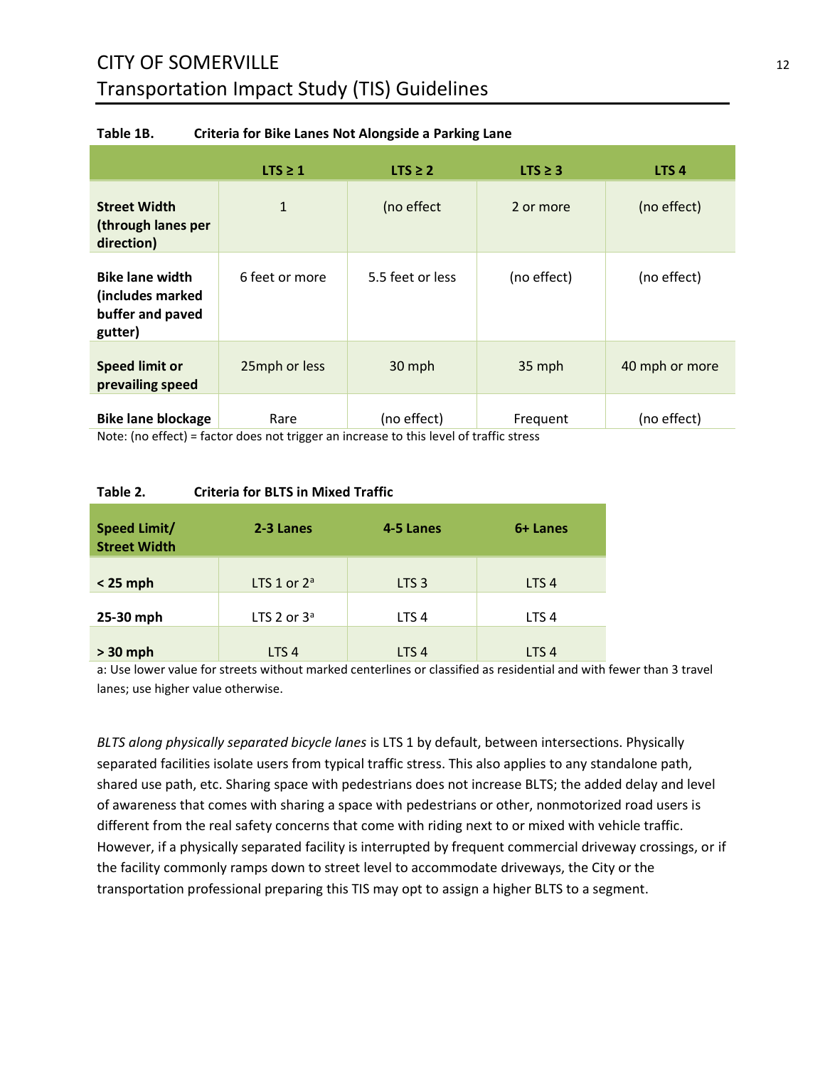**Table 1B. Criteria for Bike Lanes Not Alongside a Parking Lane**

| | LTS ≥ 1 | LTS ≥ 2 | LTS ≥ 3 | LTS 4 |
|---|---|---|---|---|
| **Street Width (through lanes per direction)** | 1 | (no effect | 2 or more | (no effect) |
| **Bike lane width (includes marked buffer and paved gutter)** | 6 feet or more | 5.5 feet or less | (no effect) | (no effect) |
| **Speed limit or prevailing speed** | 25mph or less | 30 mph | 35 mph | 40 mph or more |
| **Bike lane blockage** | Rare | (no effect) | Frequent | (no effect) |

Note: (no effect) = factor does not trigger an increase to this level of traffic stress

**Table 2. Criteria for BLTS in Mixed Traffic**

| Speed Limit/ Street Width | 2-3 Lanes | 4-5 Lanes | 6+ Lanes |
|---|---|---|---|
| **< 25 mph** | LTS 1 or 2[a] | LTS 3 | LTS 4 |
| **25-30 mph** | LTS 2 or 3[a] | LTS 4 | LTS 4 |
| **> 30 mph** | LTS 4 | LTS 4 | LTS 4 |

a: Use lower value for streets without marked centerlines or classified as residential and with fewer than 3 travel lanes; use higher value otherwise.

*BLTS along physically separated bicycle lanes* is LTS 1 by default, between intersections. Physically separated facilities isolate users from typical traffic stress. This also applies to any standalone path, shared use path, etc. Sharing space with pedestrians does not increase BLTS; the added delay and level of awareness that comes with sharing a space with pedestrians or other, nonmotorized road users is different from the real safety concerns that come with riding next to or mixed with vehicle traffic. However, if a physically separated facility is interrupted by frequent commercial driveway crossings, or if the facility commonly ramps down to street level to accommodate driveways, the City or the transportation professional preparing this TIS may opt to assign a higher BLTS to a segment.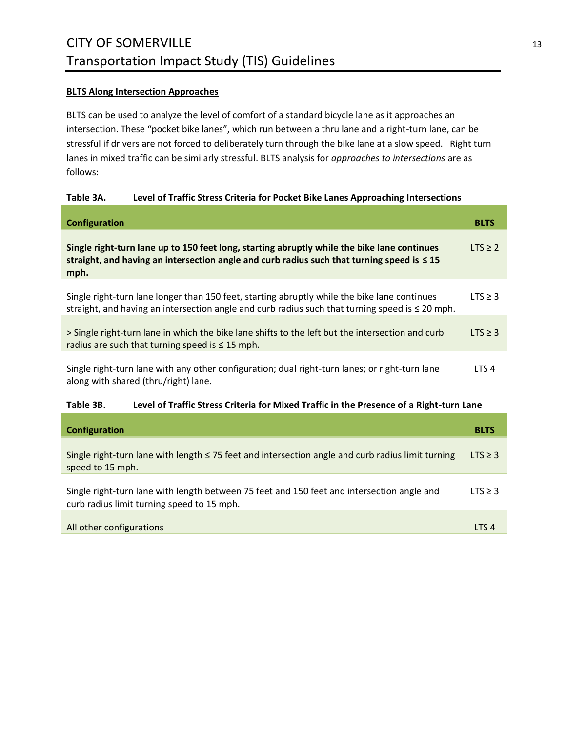**BLTS Along Intersection Approaches**

BLTS can be used to analyze the level of comfort of a standard bicycle lane as it approaches an intersection. These "pocket bike lanes", which run between a thru lane and a right-turn lane, can be stressful if drivers are not forced to deliberately turn through the bike lane at a slow speed. Right turn lanes in mixed traffic can be similarly stressful. BLTS analysis for *approaches to intersections* are as follows:

**Table 3A. Level of Traffic Stress Criteria for Pocket Bike Lanes Approaching Intersections**

| Configuration | BLTS |
|---|---|
| **Single right-turn lane up to 150 feet long, starting abruptly while the bike lane continues straight, and having an intersection angle and curb radius such that turning speed is ≤ 15 mph.** | LTS ≥ 2 |
| Single right-turn lane longer than 150 feet, starting abruptly while the bike lane continues straight, and having an intersection angle and curb radius such that turning speed is ≤ 20 mph. | LTS ≥ 3 |
| > Single right-turn lane in which the bike lane shifts to the left but the intersection and curb radius are such that turning speed is ≤ 15 mph. | LTS ≥ 3 |
| Single right-turn lane with any other configuration; dual right-turn lanes; or right-turn lane along with shared (thru/right) lane. | LTS 4 |

**Table 3B. Level of Traffic Stress Criteria for Mixed Traffic in the Presence of a Right-turn Lane**

| Configuration | BLTS |
|---|---|
| Single right-turn lane with length ≤ 75 feet and intersection angle and curb radius limit turning speed to 15 mph. | LTS ≥ 3 |
| Single right-turn lane with length between 75 feet and 150 feet and intersection angle and curb radius limit turning speed to 15 mph. | LTS ≥ 3 |
| All other configurations | LTS 4 |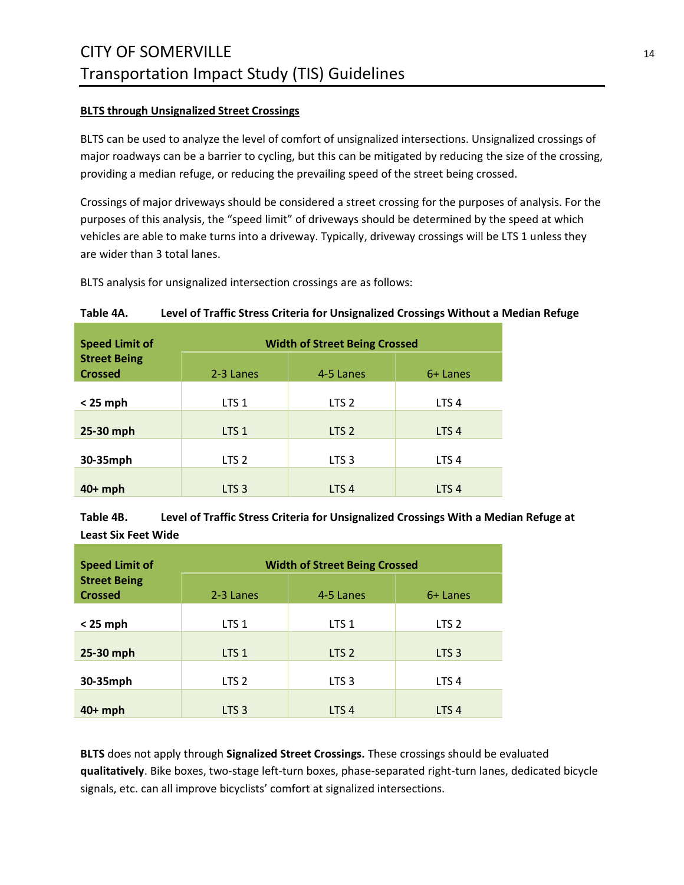**BLTS through Unsignalized Street Crossings**

BLTS can be used to analyze the level of comfort of unsignalized intersections. Unsignalized crossings of major roadways can be a barrier to cycling, but this can be mitigated by reducing the size of the crossing, providing a median refuge, or reducing the prevailing speed of the street being crossed.

Crossings of major driveways should be considered a street crossing for the purposes of analysis. For the purposes of this analysis, the "speed limit" of driveways should be determined by the speed at which vehicles are able to make turns into a driveway. Typically, driveway crossings will be LTS 1 unless they are wider than 3 total lanes.

BLTS analysis for unsignalized intersection crossings are as follows:

**Table 4A. Level of Traffic Stress Criteria for Unsignalized Crossings Without a Median Refuge**

| Speed Limit of Street Being Crossed | Width of Street Being Crossed | | |
|---|---|---|---|
| | 2-3 Lanes | 4-5 Lanes | 6+ Lanes |
| **< 25 mph** | LTS 1 | LTS 2 | LTS 4 |
| **25-30 mph** | LTS 1 | LTS 2 | LTS 4 |
| **30-35mph** | LTS 2 | LTS 3 | LTS 4 |
| **40+ mph** | LTS 3 | LTS 4 | LTS 4 |

**Table 4B. Level of Traffic Stress Criteria for Unsignalized Crossings With a Median Refuge at Least Six Feet Wide**

| Speed Limit of Street Being Crossed | Width of Street Being Crossed | | |
|---|---|---|---|
| | 2-3 Lanes | 4-5 Lanes | 6+ Lanes |
| **< 25 mph** | LTS 1 | LTS 1 | LTS 2 |
| **25-30 mph** | LTS 1 | LTS 2 | LTS 3 |
| **30-35mph** | LTS 2 | LTS 3 | LTS 4 |
| **40+ mph** | LTS 3 | LTS 4 | LTS 4 |

**BLTS** does not apply through **Signalized Street Crossings.** These crossings should be evaluated **qualitatively**. Bike boxes, two-stage left-turn boxes, phase-separated right-turn lanes, dedicated bicycle signals, etc. can all improve bicyclists' comfort at signalized intersections.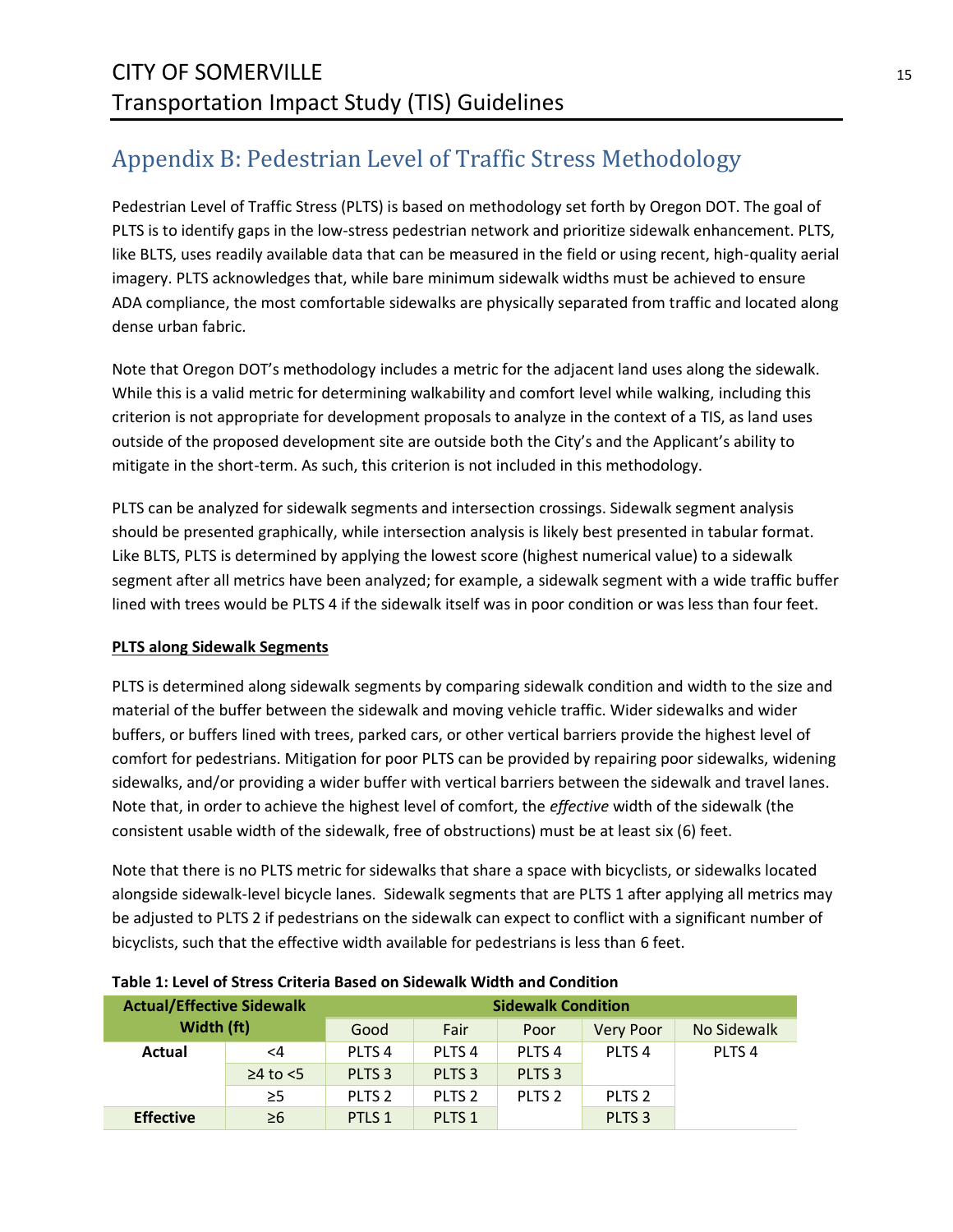# Appendix B: Pedestrian Level of Traffic Stress Methodology

Pedestrian Level of Traffic Stress (PLTS) is based on methodology set forth by Oregon DOT. The goal of PLTS is to identify gaps in the low-stress pedestrian network and prioritize sidewalk enhancement. PLTS, like BLTS, uses readily available data that can be measured in the field or using recent, high-quality aerial imagery. PLTS acknowledges that, while bare minimum sidewalk widths must be achieved to ensure ADA compliance, the most comfortable sidewalks are physically separated from traffic and located along dense urban fabric.

Note that Oregon DOT's methodology includes a metric for the adjacent land uses along the sidewalk. While this is a valid metric for determining walkability and comfort level while walking, including this criterion is not appropriate for development proposals to analyze in the context of a TIS, as land uses outside of the proposed development site are outside both the City's and the Applicant's ability to mitigate in the short-term. As such, this criterion is not included in this methodology.

PLTS can be analyzed for sidewalk segments and intersection crossings. Sidewalk segment analysis should be presented graphically, while intersection analysis is likely best presented in tabular format. Like BLTS, PLTS is determined by applying the lowest score (highest numerical value) to a sidewalk segment after all metrics have been analyzed; for example, a sidewalk segment with a wide traffic buffer lined with trees would be PLTS 4 if the sidewalk itself was in poor condition or was less than four feet.

**PLTS along Sidewalk Segments**

PLTS is determined along sidewalk segments by comparing sidewalk condition and width to the size and material of the buffer between the sidewalk and moving vehicle traffic. Wider sidewalks and wider buffers, or buffers lined with trees, parked cars, or other vertical barriers provide the highest level of comfort for pedestrians. Mitigation for poor PLTS can be provided by repairing poor sidewalks, widening sidewalks, and/or providing a wider buffer with vertical barriers between the sidewalk and travel lanes. Note that, in order to achieve the highest level of comfort, the *effective* width of the sidewalk (the consistent usable width of the sidewalk, free of obstructions) must be at least six (6) feet.

Note that there is no PLTS metric for sidewalks that share a space with bicyclists, or sidewalks located alongside sidewalk-level bicycle lanes. Sidewalk segments that are PLTS 1 after applying all metrics may be adjusted to PLTS 2 if pedestrians on the sidewalk can expect to conflict with a significant number of bicyclists, such that the effective width available for pedestrians is less than 6 feet.

**Table 1: Level of Stress Criteria Based on Sidewalk Width and Condition**

| Actual/Effective Sidewalk Width (ft) | | Sidewalk Condition | | | | |
|---|---|---|---|---|---|---|
| | | Good | Fair | Poor | Very Poor | No Sidewalk |
| Actual | <4 | PLTS 4 | PLTS 4 | PLTS 4 | PLTS 4 | PLTS 4 |
| | ≥4 to <5 | PLTS 3 | PLTS 3 | PLTS 3 | | |
| | ≥5 | PLTS 2 | PLTS 2 | PLTS 2 | PLTS 2 | |
| Effective | ≥6 | PTLS 1 | PLTS 1 | | PLTS 3 | |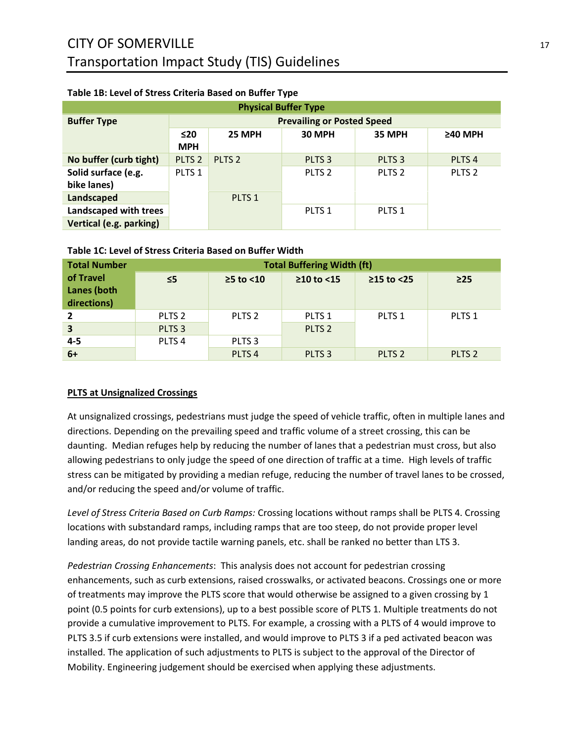**Table 1B: Level of Stress Criteria Based on Buffer Type**

| Physical Buffer Type | | | | | |
|---|---|---|---|---|---|
| **Buffer Type** | **Prevailing or Posted Speed** | | | | |
| | **≤20 MPH** | **25 MPH** | **30 MPH** | **35 MPH** | **≥40 MPH** |
| **No buffer (curb tight)** | PLTS 2 | PLTS 2 | PLTS 3 | PLTS 3 | PLTS 4 |
| **Solid surface (e.g. bike lanes)** | PLTS 1 | | PLTS 2 | PLTS 2 | PLTS 2 |
| **Landscaped** | | PLTS 1 | | | |
| **Landscaped with trees** | | | PLTS 1 | PLTS 1 | |
| **Vertical (e.g. parking)** | | | | | |

**Table 1C: Level of Stress Criteria Based on Buffer Width**

| Total Number of Travel Lanes (both directions) | Total Buffering Width (ft) | | | | |
|---|---|---|---|---|---|
| | **≤5** | **≥5 to <10** | **≥10 to <15** | **≥15 to <25** | **≥25** |
| **2** | PLTS 2 | PLTS 2 | PLTS 1 | PLTS 1 | PLTS 1 |
| **3** | PLTS 3 | | PLTS 2 | | |
| **4-5** | PLTS 4 | PLTS 3 | | | |
| **6+** | | PLTS 4 | PLTS 3 | PLTS 2 | PLTS 2 |

**<u>PLTS at Unsignalized Crossings</u>**

At unsignalized crossings, pedestrians must judge the speed of vehicle traffic, often in multiple lanes and directions. Depending on the prevailing speed and traffic volume of a street crossing, this can be daunting. Median refuges help by reducing the number of lanes that a pedestrian must cross, but also allowing pedestrians to only judge the speed of one direction of traffic at a time. High levels of traffic stress can be mitigated by providing a median refuge, reducing the number of travel lanes to be crossed, and/or reducing the speed and/or volume of traffic.

*Level of Stress Criteria Based on Curb Ramps:* Crossing locations without ramps shall be PLTS 4. Crossing locations with substandard ramps, including ramps that are too steep, do not provide proper level landing areas, do not provide tactile warning panels, etc. shall be ranked no better than LTS 3.

*Pedestrian Crossing Enhancements*: This analysis does not account for pedestrian crossing enhancements, such as curb extensions, raised crosswalks, or activated beacons. Crossings one or more of treatments may improve the PLTS score that would otherwise be assigned to a given crossing by 1 point (0.5 points for curb extensions), up to a best possible score of PLTS 1. Multiple treatments do not provide a cumulative improvement to PLTS. For example, a crossing with a PLTS of 4 would improve to PLTS 3.5 if curb extensions were installed, and would improve to PLTS 3 if a ped activated beacon was installed. The application of such adjustments to PLTS is subject to the approval of the Director of Mobility. Engineering judgement should be exercised when applying these adjustments.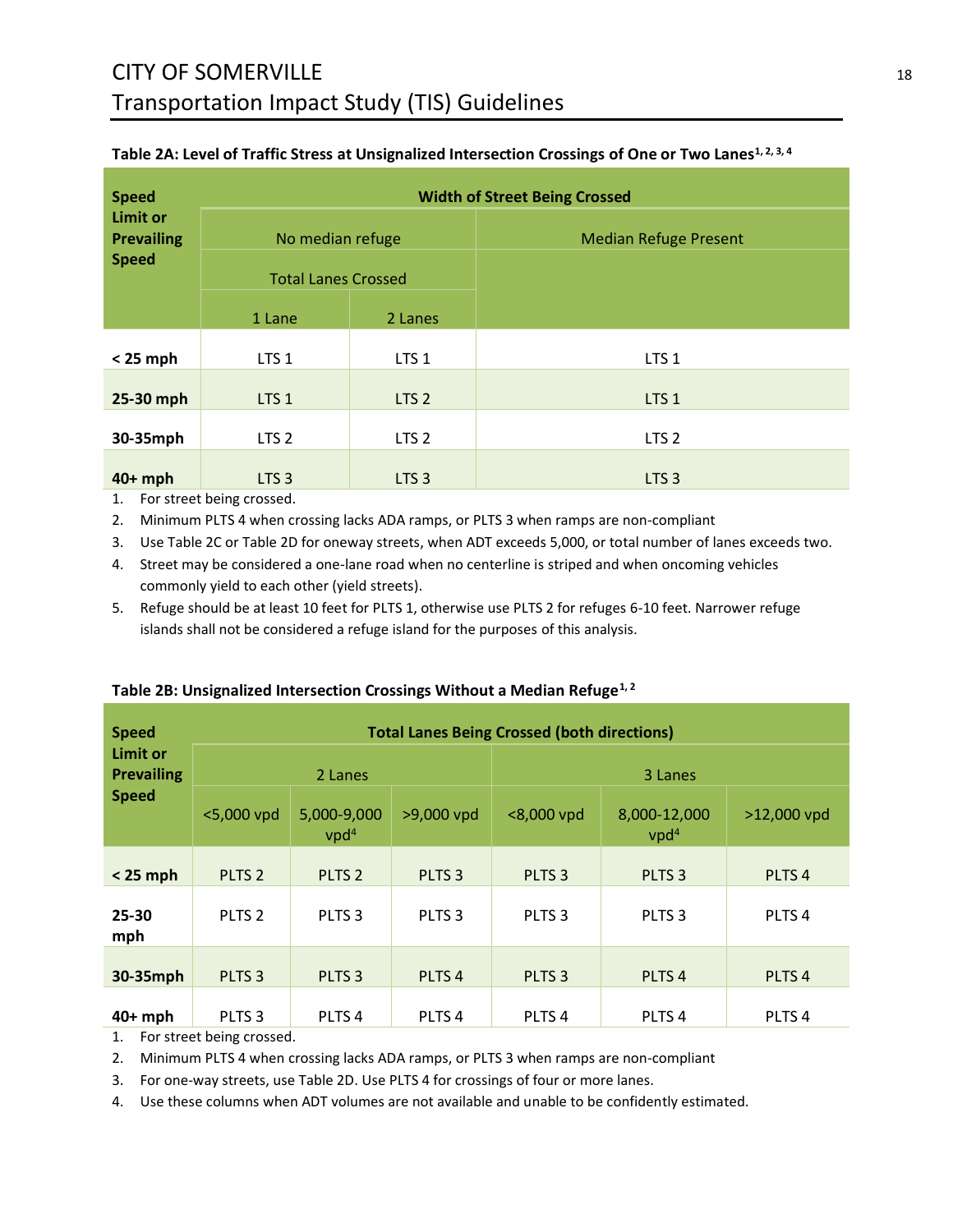**Table 2A: Level of Traffic Stress at Unsignalized Intersection Crossings of One or Two Lanes[1, 2, 3, 4]**

| Speed Limit or Prevailing Speed | Width of Street Being Crossed | | |
|---|---|---|---|
| | No median refuge | | Median Refuge Present |
| | Total Lanes Crossed | | |
| | 1 Lane | 2 Lanes | |
| < 25 mph | LTS 1 | LTS 1 | LTS 1 |
| 25-30 mph | LTS 1 | LTS 2 | LTS 1 |
| 30-35mph | LTS 2 | LTS 2 | LTS 2 |
| 40+ mph | LTS 3 | LTS 3 | LTS 3 |

1. For street being crossed.
2. Minimum PLTS 4 when crossing lacks ADA ramps, or PLTS 3 when ramps are non-compliant
3. Use Table 2C or Table 2D for oneway streets, when ADT exceeds 5,000, or total number of lanes exceeds two.
4. Street may be considered a one-lane road when no centerline is striped and when oncoming vehicles commonly yield to each other (yield streets).
5. Refuge should be at least 10 feet for PLTS 1, otherwise use PLTS 2 for refuges 6-10 feet. Narrower refuge islands shall not be considered a refuge island for the purposes of this analysis.

**Table 2B: Unsignalized Intersection Crossings Without a Median Refuge[1, 2]**

| Speed Limit or Prevailing Speed | Total Lanes Being Crossed (both directions) | | | | | |
|---|---|---|---|---|---|---|
| | 2 Lanes | | | 3 Lanes | | |
| | <5,000 vpd | 5,000-9,000 vpd[4] | >9,000 vpd | <8,000 vpd | 8,000-12,000 vpd[4] | >12,000 vpd |
| < 25 mph | PLTS 2 | PLTS 2 | PLTS 3 | PLTS 3 | PLTS 3 | PLTS 4 |
| 25-30 mph | PLTS 2 | PLTS 3 | PLTS 3 | PLTS 3 | PLTS 3 | PLTS 4 |
| 30-35mph | PLTS 3 | PLTS 3 | PLTS 4 | PLTS 3 | PLTS 4 | PLTS 4 |
| 40+ mph | PLTS 3 | PLTS 4 | PLTS 4 | PLTS 4 | PLTS 4 | PLTS 4 |

1. For street being crossed.
2. Minimum PLTS 4 when crossing lacks ADA ramps, or PLTS 3 when ramps are non-compliant
3. For one-way streets, use Table 2D. Use PLTS 4 for crossings of four or more lanes.
4. Use these columns when ADT volumes are not available and unable to be confidently estimated.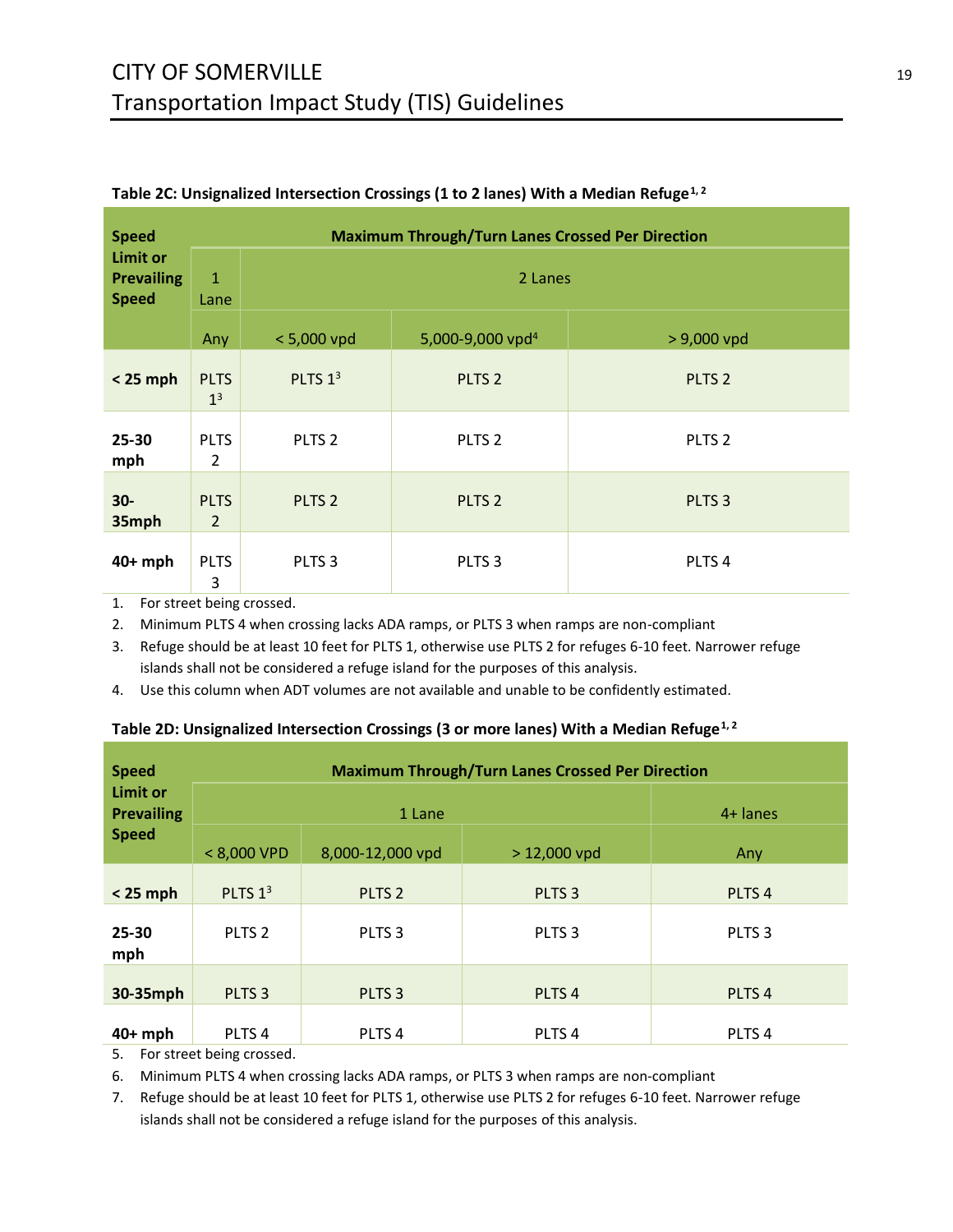**Table 2C: Unsignalized Intersection Crossings (1 to 2 lanes) With a Median Refuge[1, 2]**

| Speed Limit or Prevailing Speed | Maximum Through/Turn Lanes Crossed Per Direction | | | |
|---|---|---|---|---|
| | 1 Lane | 2 Lanes | | |
| | Any | < 5,000 vpd | 5,000-9,000 vpd[4] | > 9,000 vpd |
| **< 25 mph** | PLTS 1[3] | PLTS 1[3] | PLTS 2 | PLTS 2 |
| **25-30 mph** | PLTS 2 | PLTS 2 | PLTS 2 | PLTS 2 |
| **30-35mph** | PLTS 2 | PLTS 2 | PLTS 2 | PLTS 3 |
| **40+ mph** | PLTS 3 | PLTS 3 | PLTS 3 | PLTS 4 |

1. For street being crossed.
2. Minimum PLTS 4 when crossing lacks ADA ramps, or PLTS 3 when ramps are non-compliant
3. Refuge should be at least 10 feet for PLTS 1, otherwise use PLTS 2 for refuges 6-10 feet. Narrower refuge islands shall not be considered a refuge island for the purposes of this analysis.
4. Use this column when ADT volumes are not available and unable to be confidently estimated.

**Table 2D: Unsignalized Intersection Crossings (3 or more lanes) With a Median Refuge[1, 2]**

| Speed Limit or Prevailing Speed | Maximum Through/Turn Lanes Crossed Per Direction | | | |
|---|---|---|---|---|
| | 1 Lane | | | 4+ lanes |
| | < 8,000 VPD | 8,000-12,000 vpd | > 12,000 vpd | Any |
| **< 25 mph** | PLTS 1[3] | PLTS 2 | PLTS 3 | PLTS 4 |
| **25-30 mph** | PLTS 2 | PLTS 3 | PLTS 3 | PLTS 3 |
| **30-35mph** | PLTS 3 | PLTS 3 | PLTS 4 | PLTS 4 |
| **40+ mph** | PLTS 4 | PLTS 4 | PLTS 4 | PLTS 4 |

5. For street being crossed.
6. Minimum PLTS 4 when crossing lacks ADA ramps, or PLTS 3 when ramps are non-compliant
7. Refuge should be at least 10 feet for PLTS 1, otherwise use PLTS 2 for refuges 6-10 feet. Narrower refuge islands shall not be considered a refuge island for the purposes of this analysis.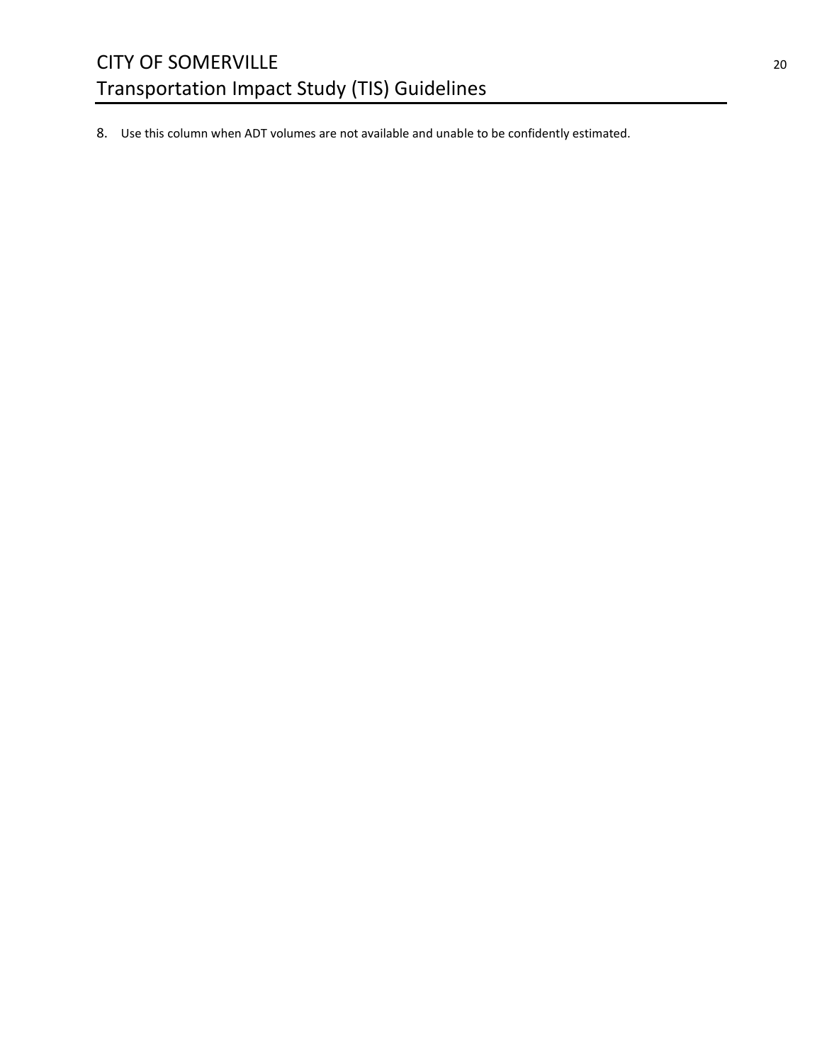8. Use this column when ADT volumes are not available and unable to be confidently estimated.